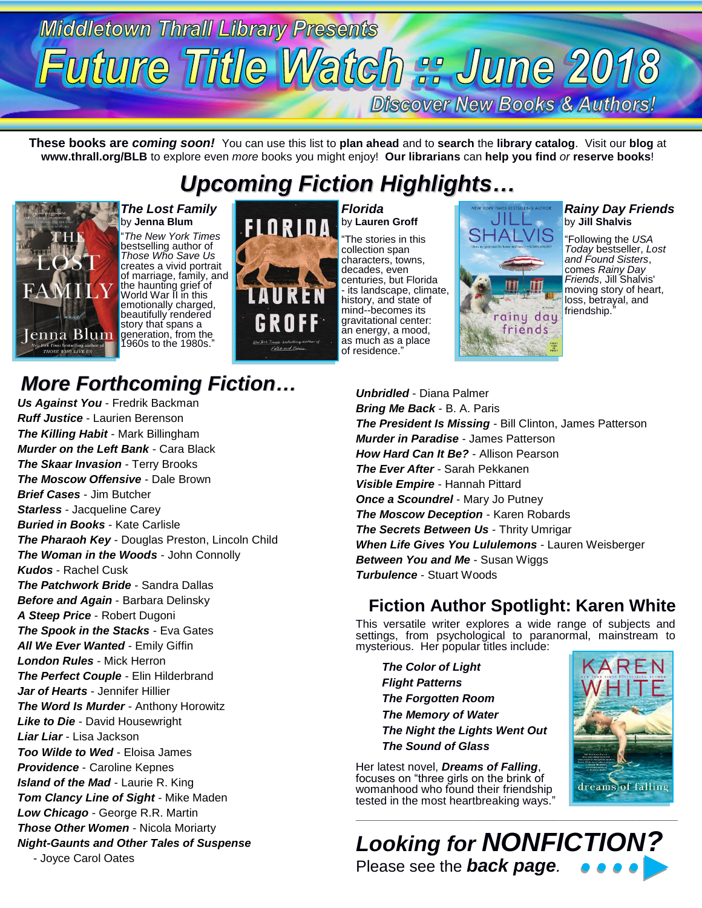Middletown Thrall Library Presents

# Future Title Watch :: June 2018

Discover New Books & Authors!

**These books are *coming soon!*** You can use this list to **plan ahead** and to **search** the **library catalog**. Visit our **blog** at **www.thrall.org/BLB** to explore even *more* books you might enjoy! **Our librarians** can **help you find** *or* **reserve books**!

## *Upcoming Fiction Highlights…*

***The Lost Family*** by **Jenna Blum**

"*The New York Times* bestselling author of *Those Who Save Us* creates a vivid portrait of marriage, family, and the haunting grief of World War II in this emotionally charged, beautifully rendered story that spans a generation, from the 1960s to the 1980s."

***Florida*** by **Lauren Groff**

"The stories in this collection span characters, towns, decades, even centuries, but Florida - its landscape, climate, history, and state of mind--becomes its gravitational center: an energy, a mood, as much as a place of residence."

***Rainy Day Friends*** by **Jill Shalvis**

"Following the *USA Today* bestseller, *Lost and Found Sisters*, comes *Rainy Day Friends*, Jill Shalvis' moving story of heart, loss, betrayal, and friendship."

## *More Forthcoming Fiction…*

***Us Against You*** - Fredrik Backman
***Ruff Justice*** - Laurien Berenson
***The Killing Habit*** - Mark Billingham
***Murder on the Left Bank*** - Cara Black
***The Skaar Invasion*** - Terry Brooks
***The Moscow Offensive*** - Dale Brown
***Brief Cases*** - Jim Butcher
***Starless*** - Jacqueline Carey
***Buried in Books*** - Kate Carlisle
***The Pharaoh Key*** - Douglas Preston, Lincoln Child
***The Woman in the Woods*** - John Connolly
***Kudos*** - Rachel Cusk
***The Patchwork Bride*** - Sandra Dallas
***Before and Again*** - Barbara Delinsky
***A Steep Price*** - Robert Dugoni
***The Spook in the Stacks*** - Eva Gates
***All We Ever Wanted*** - Emily Giffin
***London Rules*** - Mick Herron
***The Perfect Couple*** - Elin Hilderbrand
***Jar of Hearts*** - Jennifer Hillier
***The Word Is Murder*** - Anthony Horowitz
***Like to Die*** - David Housewright
***Liar Liar*** - Lisa Jackson
***Too Wilde to Wed*** - Eloisa James
***Providence*** - Caroline Kepnes
***Island of the Mad*** - Laurie R. King
***Tom Clancy Line of Sight*** - Mike Maden
***Low Chicago*** - George R.R. Martin
***Those Other Women*** - Nicola Moriarty
***Night-Gaunts and Other Tales of Suspense*** - Joyce Carol Oates
***Unbridled*** - Diana Palmer
***Bring Me Back*** - B. A. Paris
***The President Is Missing*** - Bill Clinton, James Patterson
***Murder in Paradise*** - James Patterson
***How Hard Can It Be?*** - Allison Pearson
***The Ever After*** - Sarah Pekkanen
***Visible Empire*** - Hannah Pittard
***Once a Scoundrel*** - Mary Jo Putney
***The Moscow Deception*** - Karen Robards
***The Secrets Between Us*** - Thrity Umrigar
***When Life Gives You Lululemons*** - Lauren Weisberger
***Between You and Me*** - Susan Wiggs
***Turbulence*** - Stuart Woods

## Fiction Author Spotlight: Karen White

This versatile writer explores a wide range of subjects and settings, from psychological to paranormal, mainstream to mysterious. Her popular titles include:

***The Color of Light***
***Flight Patterns***
***The Forgotten Room***
***The Memory of Water***
***The Night the Lights Went Out***
***The Sound of Glass***

Her latest novel, ***Dreams of Falling***, focuses on "three girls on the brink of womanhood who found their friendship tested in the most heartbreaking ways."

## *Looking for NONFICTION?*

Please see the ***back page***.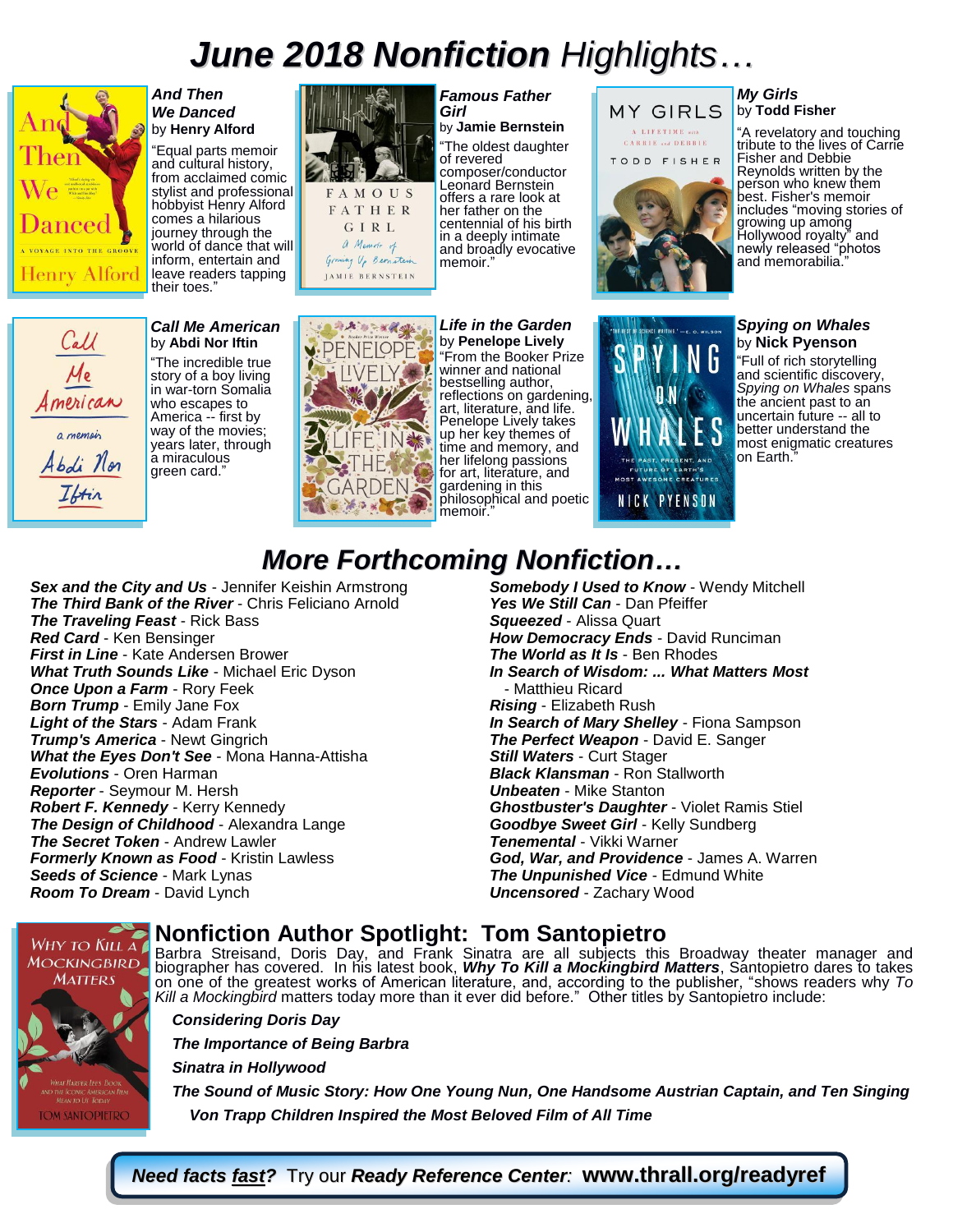# *June 2018 Nonfiction* Highlights…

***And Then We Danced*** by **Henry Alford**

"Equal parts memoir and cultural history, from acclaimed comic stylist and professional hobbyist Henry Alford comes a hilarious journey through the world of dance that will inform, entertain and leave readers tapping their toes."

***Famous Father Girl*** by **Jamie Bernstein**

"The oldest daughter of revered composer/conductor Leonard Bernstein offers a rare look at her father on the centennial of his birth in a deeply intimate and broadly evocative memoir."

***My Girls*** by **Todd Fisher**

"A revelatory and touching tribute to the lives of Carrie Fisher and Debbie Reynolds written by the person who knew them best. Fisher's memoir includes "moving stories of growing up among Hollywood royalty" and newly released "photos and memorabilia."

***Call Me American*** by **Abdi Nor Iftin**

"The incredible true story of a boy living in war-torn Somalia who escapes to America -- first by way of the movies; years later, through a miraculous green card."

***Life in the Garden*** by **Penelope Lively**

"From the Booker Prize winner and national bestselling author, reflections on gardening, art, literature, and life. Penelope Lively takes up her key themes of time and memory, and her lifelong passions for art, literature, and gardening in this philosophical and poetic memoir."

***Spying on Whales*** by **Nick Pyenson**

"Full of rich storytelling and scientific discovery, *Spying on Whales* spans the ancient past to an uncertain future -- all to better understand the most enigmatic creatures on Earth."

## *More Forthcoming Nonfiction…*

***Sex and the City and Us*** - Jennifer Keishin Armstrong
***The Third Bank of the River*** - Chris Feliciano Arnold
***The Traveling Feast*** - Rick Bass
***Red Card*** - Ken Bensinger
***First in Line*** - Kate Andersen Brower
***What Truth Sounds Like*** - Michael Eric Dyson
***Once Upon a Farm*** - Rory Feek
***Born Trump*** - Emily Jane Fox
***Light of the Stars*** - Adam Frank
***Trump's America*** - Newt Gingrich
***What the Eyes Don't See*** - Mona Hanna-Attisha
***Evolutions*** - Oren Harman
***Reporter*** - Seymour M. Hersh
***Robert F. Kennedy*** - Kerry Kennedy
***The Design of Childhood*** - Alexandra Lange
***The Secret Token*** - Andrew Lawler
***Formerly Known as Food*** - Kristin Lawless
***Seeds of Science*** - Mark Lynas
***Room To Dream*** - David Lynch
***Somebody I Used to Know*** - Wendy Mitchell
***Yes We Still Can*** - Dan Pfeiffer
***Squeezed*** - Alissa Quart
***How Democracy Ends*** - David Runciman
***The World as It Is*** - Ben Rhodes
***In Search of Wisdom: ... What Matters Most*** - Matthieu Ricard
***Rising*** - Elizabeth Rush
***In Search of Mary Shelley*** - Fiona Sampson
***The Perfect Weapon*** - David E. Sanger
***Still Waters*** - Curt Stager
***Black Klansman*** - Ron Stallworth
***Unbeaten*** - Mike Stanton
***Ghostbuster's Daughter*** - Violet Ramis Stiel
***Goodbye Sweet Girl*** - Kelly Sundberg
***Tenemental*** - Vikki Warner
***God, War, and Providence*** - James A. Warren
***The Unpunished Vice*** - Edmund White
***Uncensored*** - Zachary Wood

## Nonfiction Author Spotlight: Tom Santopietro

Barbra Streisand, Doris Day, and Frank Sinatra are all subjects this Broadway theater manager and biographer has covered. In his latest book, ***Why To Kill a Mockingbird Matters***, Santopietro dares to takes on one of the greatest works of American literature, and, according to the publisher, "shows readers why *To Kill a Mockingbird* matters today more than it ever did before." Other titles by Santopietro include:

***Considering Doris Day***

***The Importance of Being Barbra***

***Sinatra in Hollywood***

***The Sound of Music Story: How One Young Nun, One Handsome Austrian Captain, and Ten Singing Von Trapp Children Inspired the Most Beloved Film of All Time***

***Need facts fast?*** Try our ***Ready Reference Center***: **www.thrall.org/readyref**